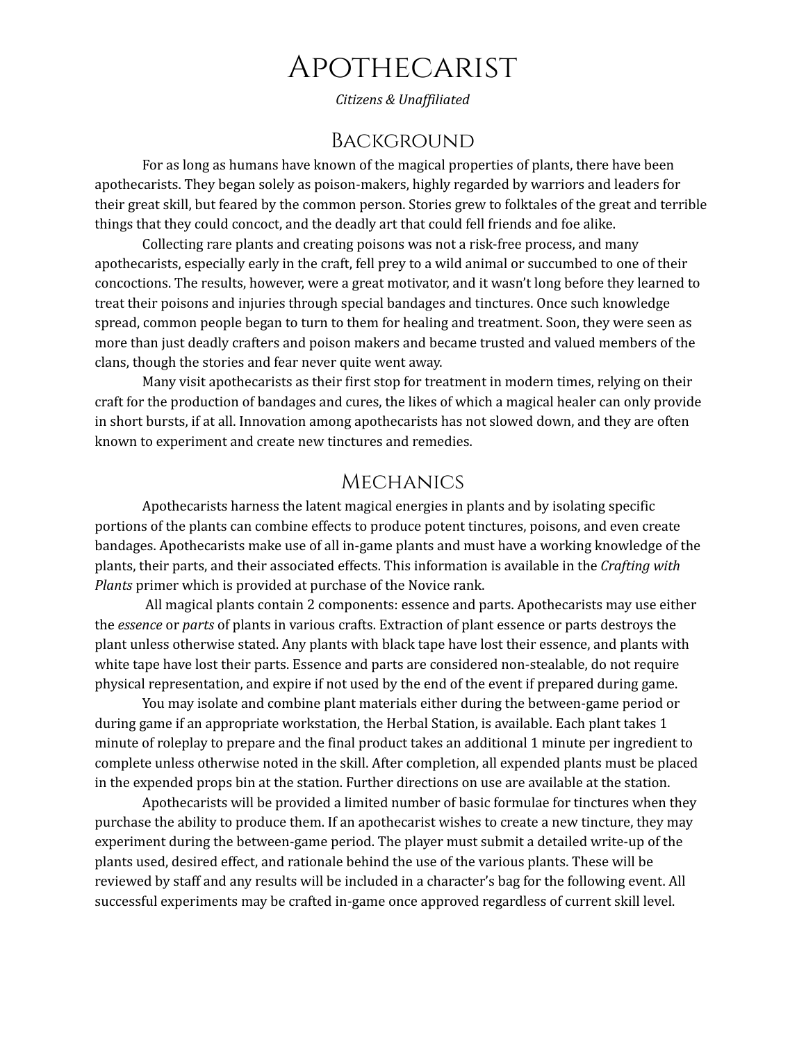# Apothecarist

*Citizens & Unaffiliated*

## Background

For as long as humans have known of the magical properties of plants, there have been apothecarists. They began solely as poison-makers, highly regarded by warriors and leaders for their great skill, but feared by the common person. Stories grew to folktales of the great and terrible things that they could concoct, and the deadly art that could fell friends and foe alike.

Collecting rare plants and creating poisons was not a risk-free process, and many apothecarists, especially early in the craft, fell prey to a wild animal or succumbed to one of their concoctions. The results, however, were a great motivator, and it wasn't long before they learned to treat their poisons and injuries through special bandages and tinctures. Once such knowledge spread, common people began to turn to them for healing and treatment. Soon, they were seen as more than just deadly crafters and poison makers and became trusted and valued members of the clans, though the stories and fear never quite went away.

Many visit apothecarists as their first stop for treatment in modern times, relying on their craft for the production of bandages and cures, the likes of which a magical healer can only provide in short bursts, if at all. Innovation among apothecarists has not slowed down, and they are often known to experiment and create new tinctures and remedies.

## Mechanics

Apothecarists harness the latent magical energies in plants and by isolating specific portions of the plants can combine effects to produce potent tinctures, poisons, and even create bandages. Apothecarists make use of all in-game plants and must have a working knowledge of the plants, their parts, and their associated effects. This information is available in the *Crafting with Plants* primer which is provided at purchase of the Novice rank.

All magical plants contain 2 components: essence and parts. Apothecarists may use either the *essence* or *parts* of plants in various crafts. Extraction of plant essence or parts destroys the plant unless otherwise stated. Any plants with black tape have lost their essence, and plants with white tape have lost their parts. Essence and parts are considered non-stealable, do not require physical representation, and expire if not used by the end of the event if prepared during game.

You may isolate and combine plant materials either during the between-game period or during game if an appropriate workstation, the Herbal Station, is available. Each plant takes 1 minute of roleplay to prepare and the final product takes an additional 1 minute per ingredient to complete unless otherwise noted in the skill. After completion, all expended plants must be placed in the expended props bin at the station. Further directions on use are available at the station.

Apothecarists will be provided a limited number of basic formulae for tinctures when they purchase the ability to produce them. If an apothecarist wishes to create a new tincture, they may experiment during the between-game period. The player must submit a detailed write-up of the plants used, desired effect, and rationale behind the use of the various plants. These will be reviewed by staff and any results will be included in a character's bag for the following event. All successful experiments may be crafted in-game once approved regardless of current skill level.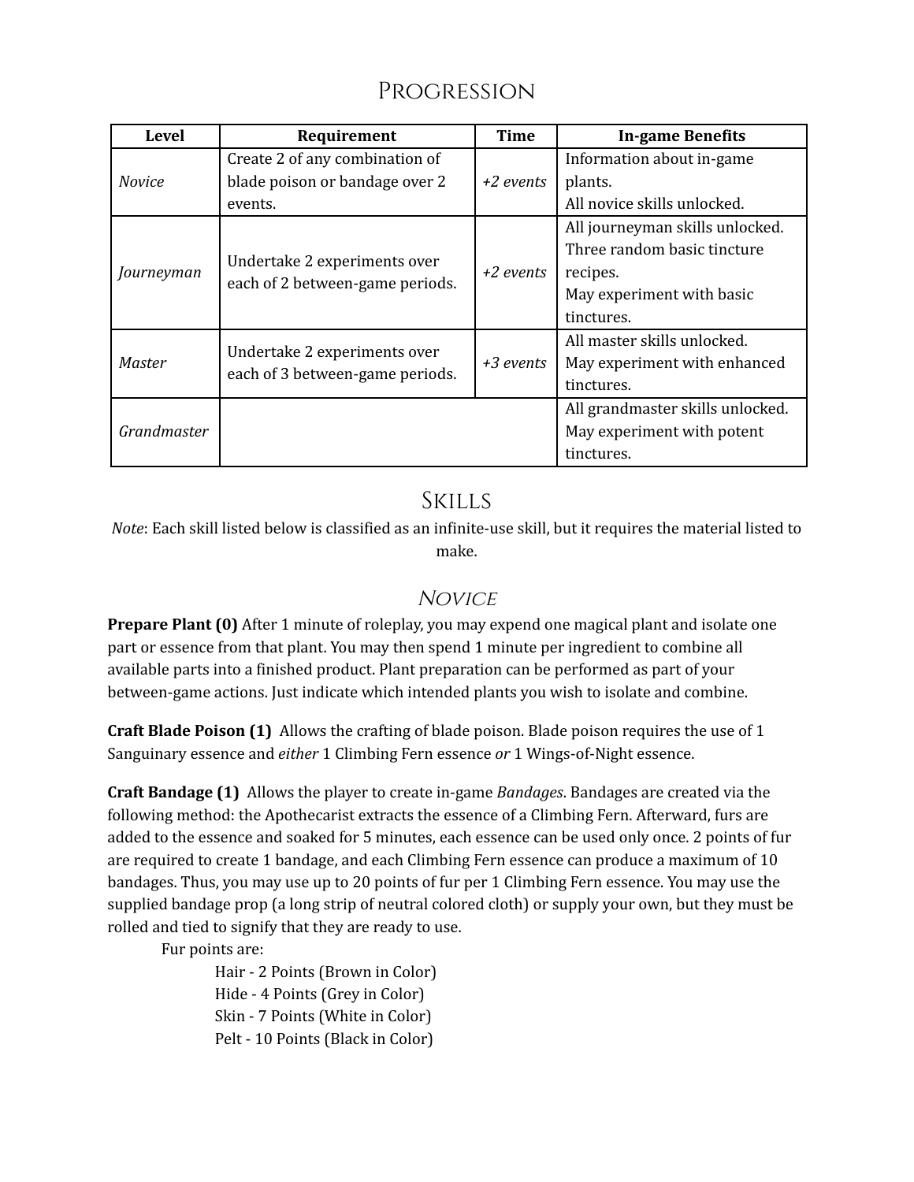# Progression

| Level | Requirement | Time | In-game Benefits |
|---|---|---|---|
| *Novice* | Create 2 of any combination of blade poison or bandage over 2 events. | *+2 events* | Information about in-game plants.<br>All novice skills unlocked. |
| *Journeyman* | Undertake 2 experiments over each of 2 between-game periods. | *+2 events* | All journeyman skills unlocked.<br>Three random basic tincture recipes.<br>May experiment with basic tinctures. |
| *Master* | Undertake 2 experiments over each of 3 between-game periods. | *+3 events* | All master skills unlocked.<br>May experiment with enhanced tinctures. |
| *Grandmaster* | | | All grandmaster skills unlocked.<br>May experiment with potent tinctures. |

# Skills

*Note*: Each skill listed below is classified as an infinite-use skill, but it requires the material listed to make.

## *Novice*

**Prepare Plant (0)** After 1 minute of roleplay, you may expend one magical plant and isolate one part or essence from that plant. You may then spend 1 minute per ingredient to combine all available parts into a finished product. Plant preparation can be performed as part of your between-game actions. Just indicate which intended plants you wish to isolate and combine.

**Craft Blade Poison (1)** Allows the crafting of blade poison. Blade poison requires the use of 1 Sanguinary essence and *either* 1 Climbing Fern essence *or* 1 Wings-of-Night essence.

**Craft Bandage (1)** Allows the player to create in-game *Bandages*. Bandages are created via the following method: the Apothecarist extracts the essence of a Climbing Fern. Afterward, furs are added to the essence and soaked for 5 minutes, each essence can be used only once. 2 points of fur are required to create 1 bandage, and each Climbing Fern essence can produce a maximum of 10 bandages. Thus, you may use up to 20 points of fur per 1 Climbing Fern essence. You may use the supplied bandage prop (a long strip of neutral colored cloth) or supply your own, but they must be rolled and tied to signify that they are ready to use.

Fur points are:

- Hair - 2 Points (Brown in Color)
- Hide - 4 Points (Grey in Color)
- Skin - 7 Points (White in Color)
- Pelt - 10 Points (Black in Color)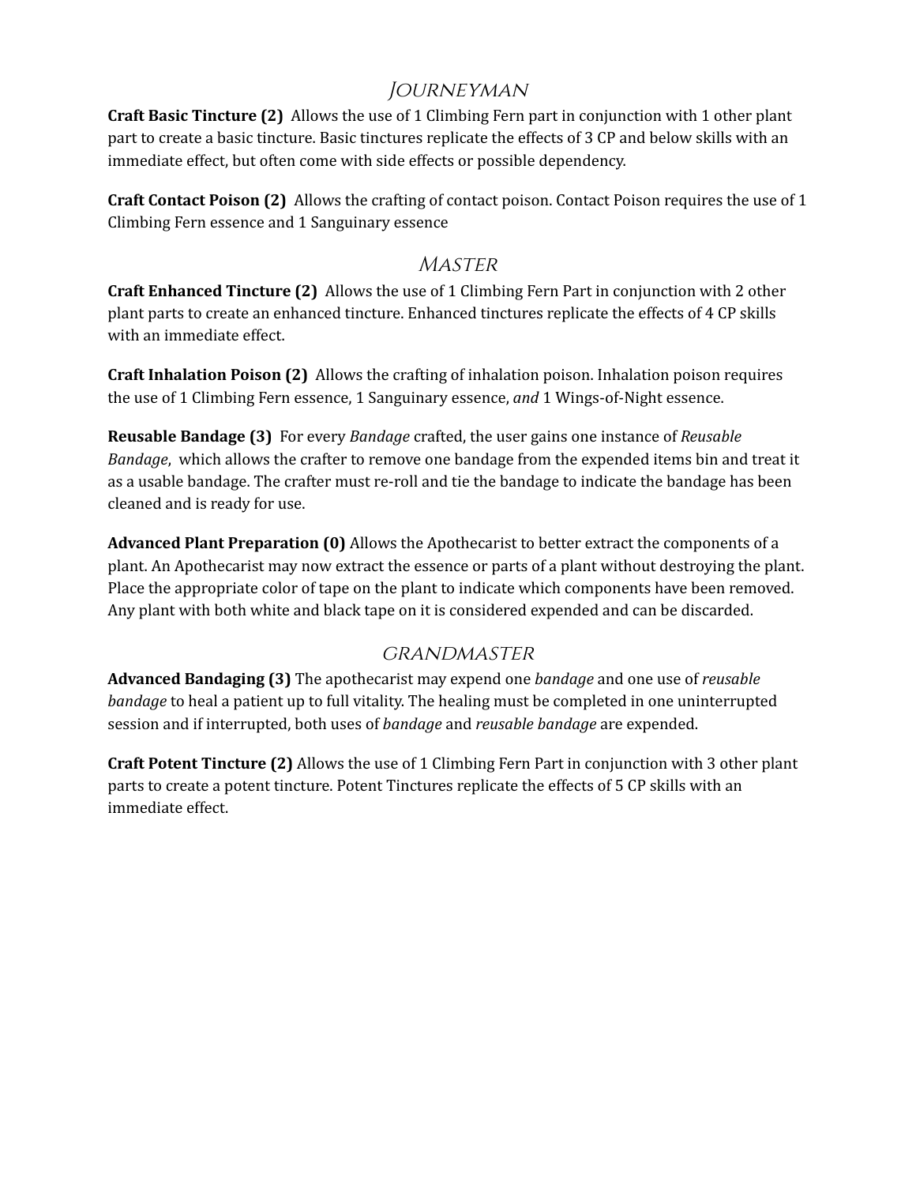## Journeyman

**Craft Basic Tincture (2)** Allows the use of 1 Climbing Fern part in conjunction with 1 other plant part to create a basic tincture. Basic tinctures replicate the effects of 3 CP and below skills with an immediate effect, but often come with side effects or possible dependency.

**Craft Contact Poison (2)** Allows the crafting of contact poison. Contact Poison requires the use of 1 Climbing Fern essence and 1 Sanguinary essence

## Master

**Craft Enhanced Tincture (2)** Allows the use of 1 Climbing Fern Part in conjunction with 2 other plant parts to create an enhanced tincture. Enhanced tinctures replicate the effects of 4 CP skills with an immediate effect.

**Craft Inhalation Poison (2)** Allows the crafting of inhalation poison. Inhalation poison requires the use of 1 Climbing Fern essence, 1 Sanguinary essence, *and* 1 Wings-of-Night essence.

**Reusable Bandage (3)** For every *Bandage* crafted, the user gains one instance of *Reusable Bandage*, which allows the crafter to remove one bandage from the expended items bin and treat it as a usable bandage. The crafter must re-roll and tie the bandage to indicate the bandage has been cleaned and is ready for use.

**Advanced Plant Preparation (0)** Allows the Apothecarist to better extract the components of a plant. An Apothecarist may now extract the essence or parts of a plant without destroying the plant. Place the appropriate color of tape on the plant to indicate which components have been removed. Any plant with both white and black tape on it is considered expended and can be discarded.

## Grandmaster

**Advanced Bandaging (3)** The apothecarist may expend one *bandage* and one use of *reusable bandage* to heal a patient up to full vitality. The healing must be completed in one uninterrupted session and if interrupted, both uses of *bandage* and *reusable bandage* are expended.

**Craft Potent Tincture (2)** Allows the use of 1 Climbing Fern Part in conjunction with 3 other plant parts to create a potent tincture. Potent Tinctures replicate the effects of 5 CP skills with an immediate effect.